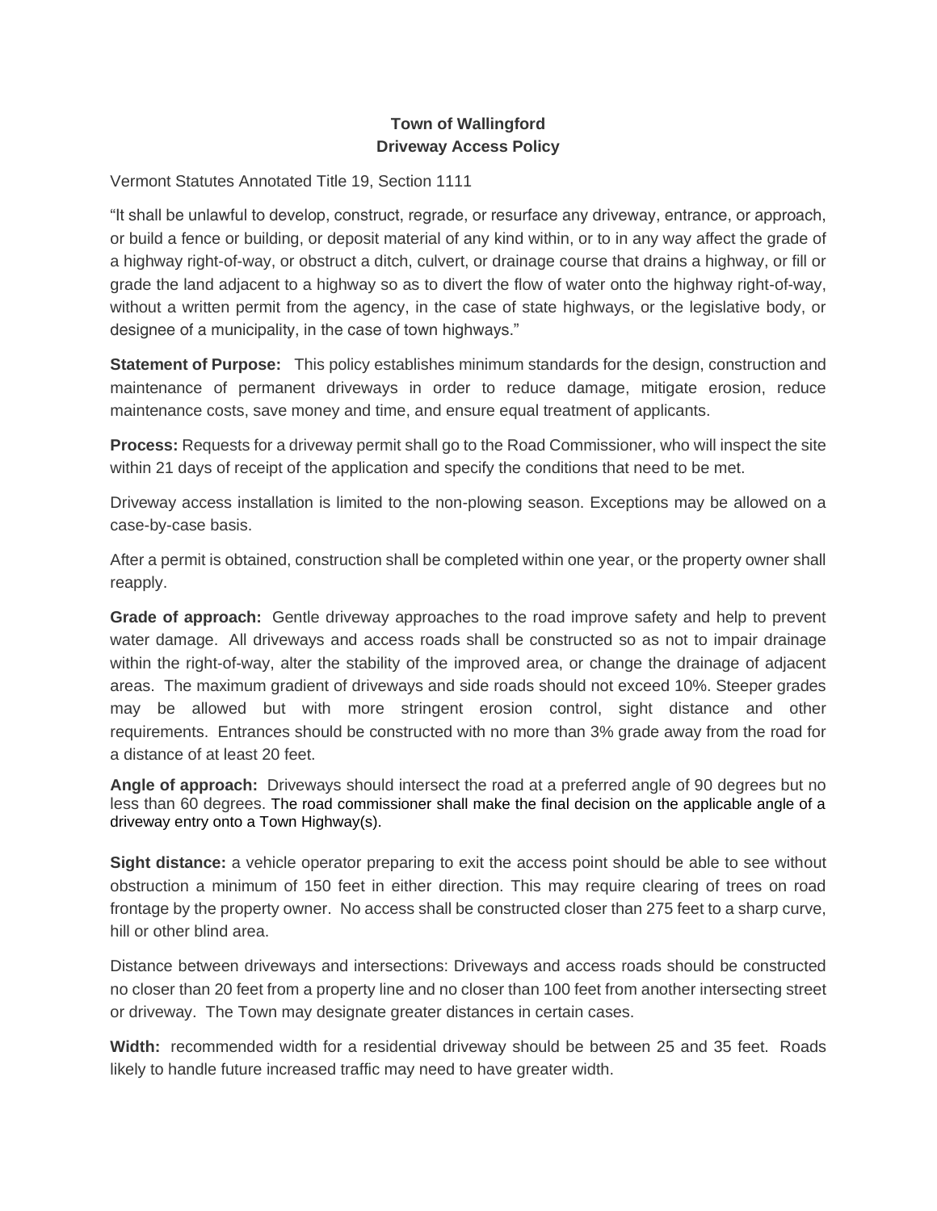**Town of Wallingford**
**Driveway Access Policy**

Vermont Statutes Annotated Title 19, Section 1111

"It shall be unlawful to develop, construct, regrade, or resurface any driveway, entrance, or approach, or build a fence or building, or deposit material of any kind within, or to in any way affect the grade of a highway right-of-way, or obstruct a ditch, culvert, or drainage course that drains a highway, or fill or grade the land adjacent to a highway so as to divert the flow of water onto the highway right-of-way, without a written permit from the agency, in the case of state highways, or the legislative body, or designee of a municipality, in the case of town highways."

**Statement of Purpose:** This policy establishes minimum standards for the design, construction and maintenance of permanent driveways in order to reduce damage, mitigate erosion, reduce maintenance costs, save money and time, and ensure equal treatment of applicants.

**Process:** Requests for a driveway permit shall go to the Road Commissioner, who will inspect the site within 21 days of receipt of the application and specify the conditions that need to be met.

Driveway access installation is limited to the non-plowing season. Exceptions may be allowed on a case-by-case basis.

After a permit is obtained, construction shall be completed within one year, or the property owner shall reapply.

**Grade of approach:** Gentle driveway approaches to the road improve safety and help to prevent water damage. All driveways and access roads shall be constructed so as not to impair drainage within the right-of-way, alter the stability of the improved area, or change the drainage of adjacent areas. The maximum gradient of driveways and side roads should not exceed 10%. Steeper grades may be allowed but with more stringent erosion control, sight distance and other requirements. Entrances should be constructed with no more than 3% grade away from the road for a distance of at least 20 feet.

**Angle of approach:** Driveways should intersect the road at a preferred angle of 90 degrees but no less than 60 degrees. The road commissioner shall make the final decision on the applicable angle of a driveway entry onto a Town Highway(s).

**Sight distance:** a vehicle operator preparing to exit the access point should be able to see without obstruction a minimum of 150 feet in either direction. This may require clearing of trees on road frontage by the property owner. No access shall be constructed closer than 275 feet to a sharp curve, hill or other blind area.

Distance between driveways and intersections: Driveways and access roads should be constructed no closer than 20 feet from a property line and no closer than 100 feet from another intersecting street or driveway. The Town may designate greater distances in certain cases.

**Width:** recommended width for a residential driveway should be between 25 and 35 feet. Roads likely to handle future increased traffic may need to have greater width.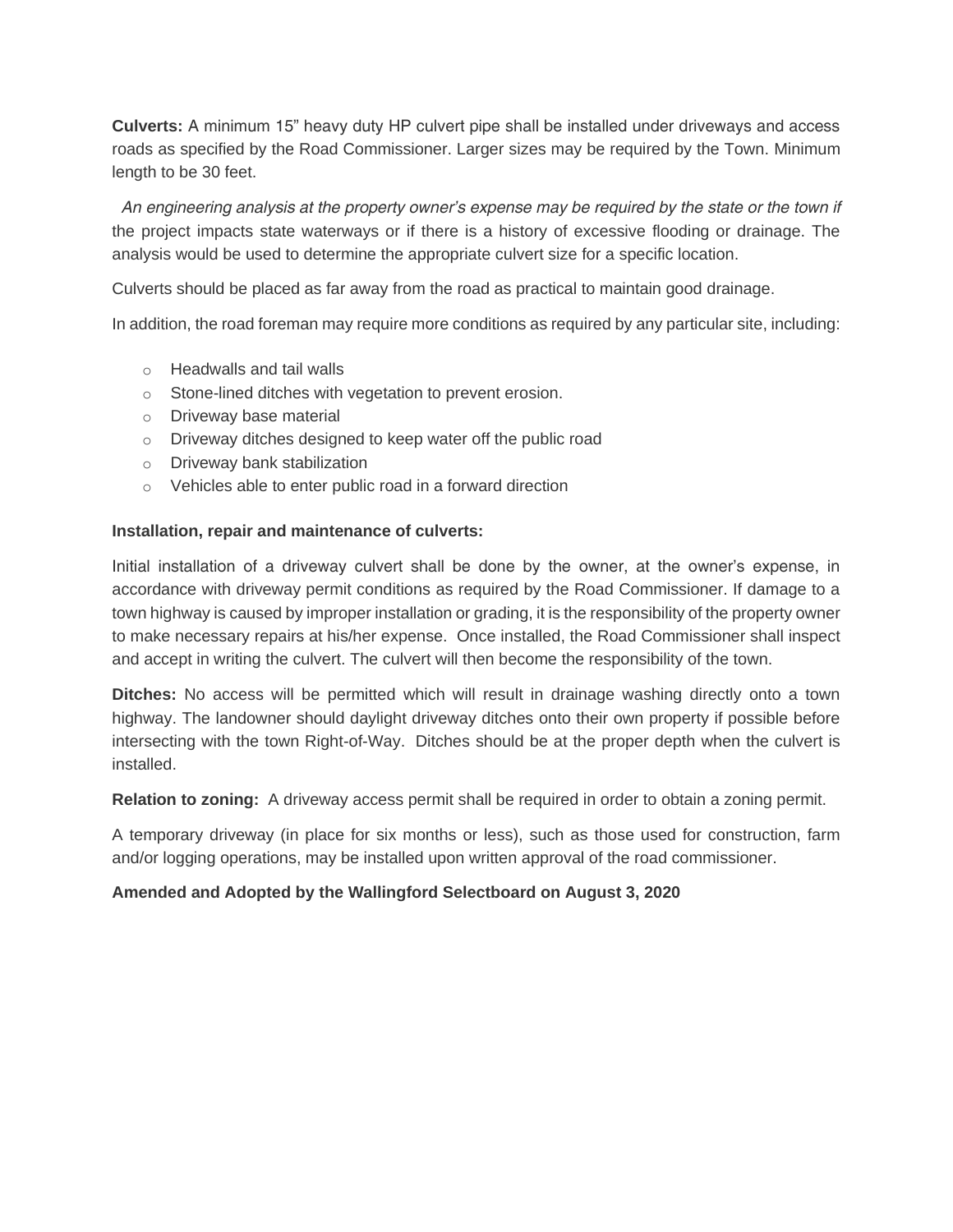**Culverts:** A minimum 15" heavy duty HP culvert pipe shall be installed under driveways and access roads as specified by the Road Commissioner. Larger sizes may be required by the Town. Minimum length to be 30 feet.

*An engineering analysis at the property owner's expense may be required by the state or the town if* the project impacts state waterways or if there is a history of excessive flooding or drainage. The analysis would be used to determine the appropriate culvert size for a specific location.

Culverts should be placed as far away from the road as practical to maintain good drainage.

In addition, the road foreman may require more conditions as required by any particular site, including:

- Headwalls and tail walls
- Stone-lined ditches with vegetation to prevent erosion.
- Driveway base material
- Driveway ditches designed to keep water off the public road
- Driveway bank stabilization
- Vehicles able to enter public road in a forward direction

**Installation, repair and maintenance of culverts:**

Initial installation of a driveway culvert shall be done by the owner, at the owner's expense, in accordance with driveway permit conditions as required by the Road Commissioner. If damage to a town highway is caused by improper installation or grading, it is the responsibility of the property owner to make necessary repairs at his/her expense. Once installed, the Road Commissioner shall inspect and accept in writing the culvert. The culvert will then become the responsibility of the town.

**Ditches:** No access will be permitted which will result in drainage washing directly onto a town highway. The landowner should daylight driveway ditches onto their own property if possible before intersecting with the town Right-of-Way. Ditches should be at the proper depth when the culvert is installed.

**Relation to zoning:** A driveway access permit shall be required in order to obtain a zoning permit.

A temporary driveway (in place for six months or less), such as those used for construction, farm and/or logging operations, may be installed upon written approval of the road commissioner.

**Amended and Adopted by the Wallingford Selectboard on August 3, 2020**